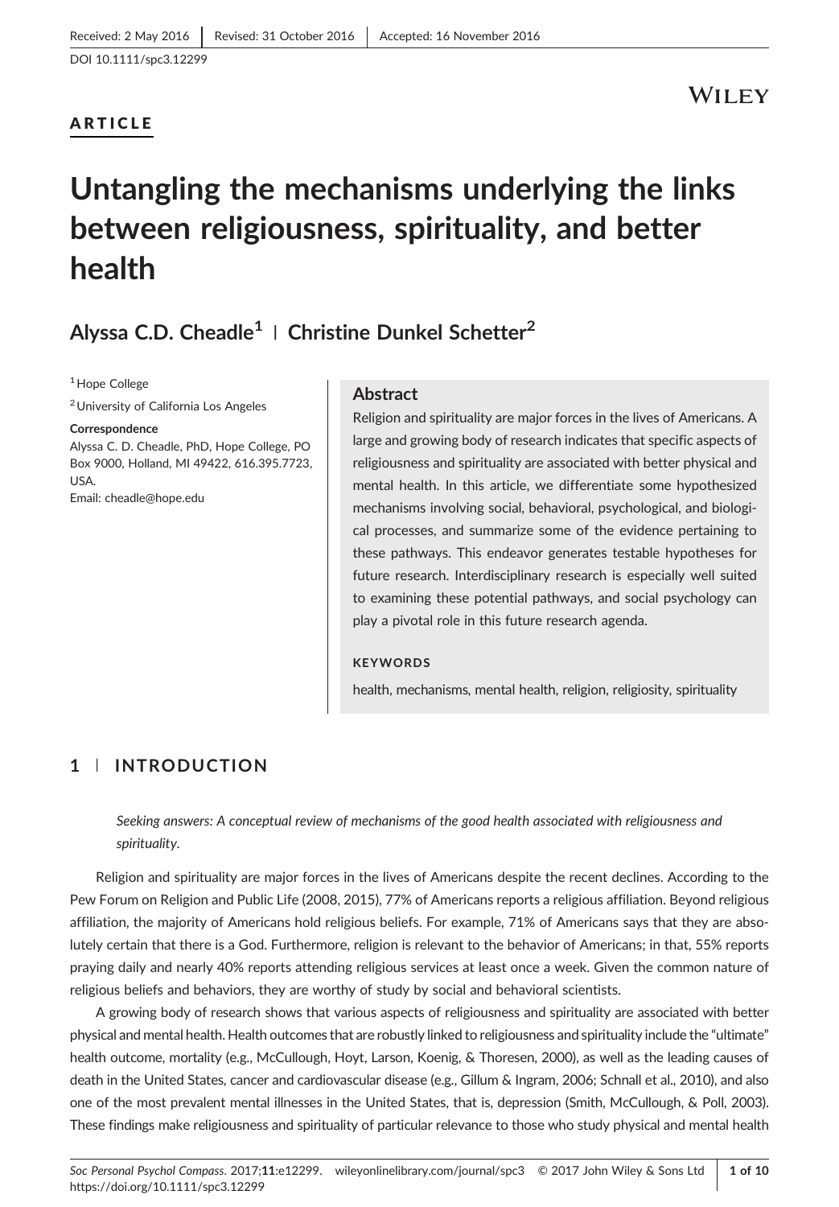Received: 2 May 2016 | Revised: 31 October 2016 | Accepted: 16 November 2016

DOI 10.1111/spc3.12299

ARTICLE

# Untangling the mechanisms underlying the links between religiousness, spirituality, and better health

**Alyssa C.D. Cheadle**[1] | **Christine Dunkel Schetter**[2]

[1] Hope College

[2] University of California Los Angeles

**Correspondence**

Alyssa C. D. Cheadle, PhD, Hope College, PO Box 9000, Holland, MI 49422, 616.395.7723, USA.

Email: cheadle@hope.edu

## Abstract

Religion and spirituality are major forces in the lives of Americans. A large and growing body of research indicates that specific aspects of religiousness and spirituality are associated with better physical and mental health. In this article, we differentiate some hypothesized mechanisms involving social, behavioral, psychological, and biological processes, and summarize some of the evidence pertaining to these pathways. This endeavor generates testable hypotheses for future research. Interdisciplinary research is especially well suited to examining these potential pathways, and social psychology can play a pivotal role in this future research agenda.

**KEYWORDS**

health, mechanisms, mental health, religion, religiosity, spirituality

## 1 | INTRODUCTION

*Seeking answers: A conceptual review of mechanisms of the good health associated with religiousness and spirituality.*

Religion and spirituality are major forces in the lives of Americans despite the recent declines. According to the Pew Forum on Religion and Public Life (2008, 2015), 77% of Americans reports a religious affiliation. Beyond religious affiliation, the majority of Americans hold religious beliefs. For example, 71% of Americans says that they are absolutely certain that there is a God. Furthermore, religion is relevant to the behavior of Americans; in that, 55% reports praying daily and nearly 40% reports attending religious services at least once a week. Given the common nature of religious beliefs and behaviors, they are worthy of study by social and behavioral scientists.

A growing body of research shows that various aspects of religiousness and spirituality are associated with better physical and mental health. Health outcomes that are robustly linked to religiousness and spirituality include the "ultimate" health outcome, mortality (e.g., McCullough, Hoyt, Larson, Koenig, & Thoresen, 2000), as well as the leading causes of death in the United States, cancer and cardiovascular disease (e.g., Gillum & Ingram, 2006; Schnall et al., 2010), and also one of the most prevalent mental illnesses in the United States, that is, depression (Smith, McCullough, & Poll, 2003). These findings make religiousness and spirituality of particular relevance to those who study physical and mental health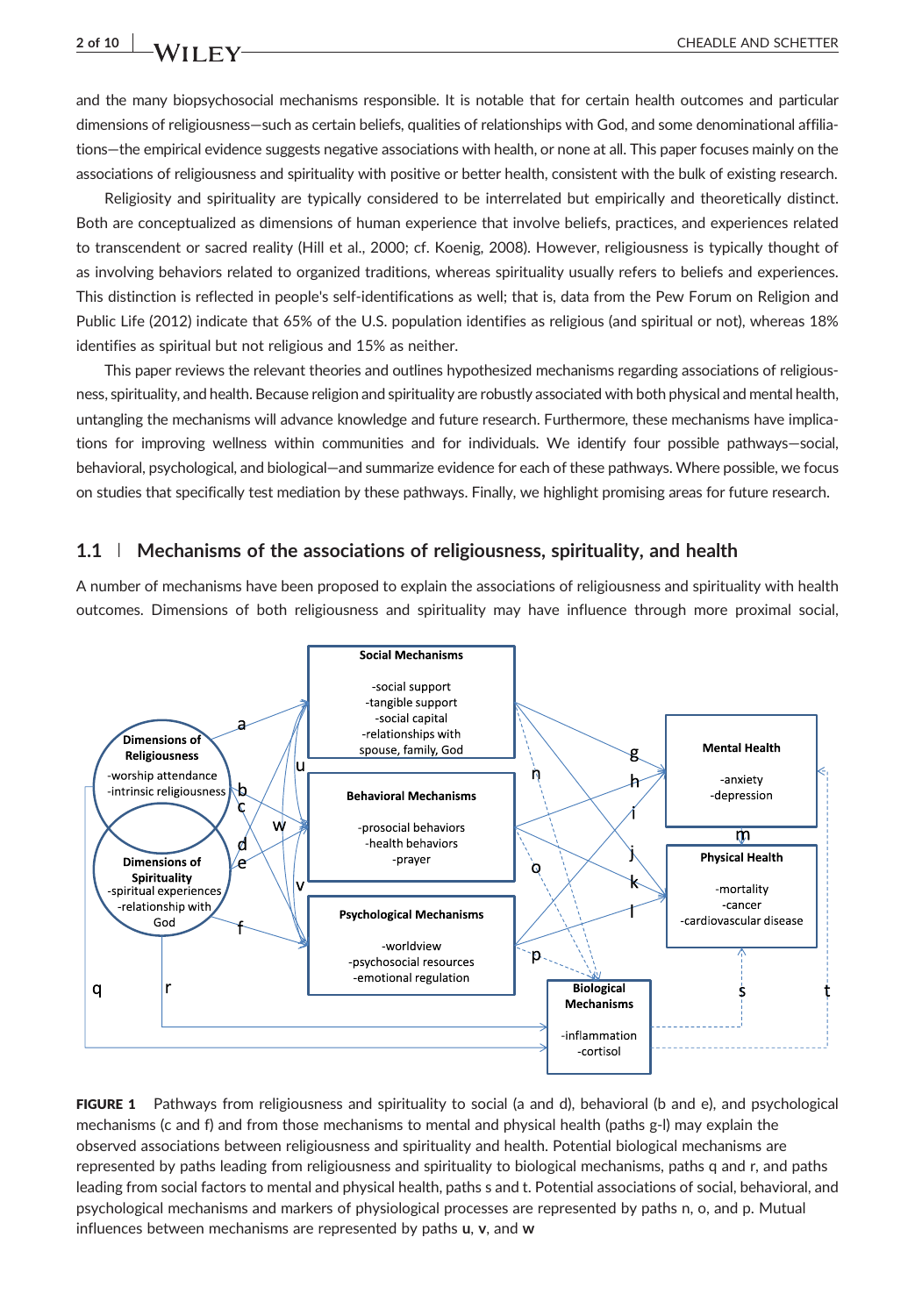and the many biopsychosocial mechanisms responsible. It is notable that for certain health outcomes and particular dimensions of religiousness—such as certain beliefs, qualities of relationships with God, and some denominational affiliations—the empirical evidence suggests negative associations with health, or none at all. This paper focuses mainly on the associations of religiousness and spirituality with positive or better health, consistent with the bulk of existing research.

Religiosity and spirituality are typically considered to be interrelated but empirically and theoretically distinct. Both are conceptualized as dimensions of human experience that involve beliefs, practices, and experiences related to transcendent or sacred reality (Hill et al., 2000; cf. Koenig, 2008). However, religiousness is typically thought of as involving behaviors related to organized traditions, whereas spirituality usually refers to beliefs and experiences. This distinction is reflected in people's self-identifications as well; that is, data from the Pew Forum on Religion and Public Life (2012) indicate that 65% of the U.S. population identifies as religious (and spiritual or not), whereas 18% identifies as spiritual but not religious and 15% as neither.

This paper reviews the relevant theories and outlines hypothesized mechanisms regarding associations of religiousness, spirituality, and health. Because religion and spirituality are robustly associated with both physical and mental health, untangling the mechanisms will advance knowledge and future research. Furthermore, these mechanisms have implications for improving wellness within communities and for individuals. We identify four possible pathways—social, behavioral, psychological, and biological—and summarize evidence for each of these pathways. Where possible, we focus on studies that specifically test mediation by these pathways. Finally, we highlight promising areas for future research.

## 1.1 | Mechanisms of the associations of religiousness, spirituality, and health

A number of mechanisms have been proposed to explain the associations of religiousness and spirituality with health outcomes. Dimensions of both religiousness and spirituality may have influence through more proximal social,

**FIGURE 1** Pathways from religiousness and spirituality to social (a and d), behavioral (b and e), and psychological mechanisms (c and f) and from those mechanisms to mental and physical health (paths g-l) may explain the observed associations between religiousness and spirituality and health. Potential biological mechanisms are represented by paths leading from religiousness and spirituality to biological mechanisms, paths q and r, and paths leading from social factors to mental and physical health, paths s and t. Potential associations of social, behavioral, and psychological mechanisms and markers of physiological processes are represented by paths n, o, and p. Mutual influences between mechanisms are represented by paths **u**, **v**, and **w**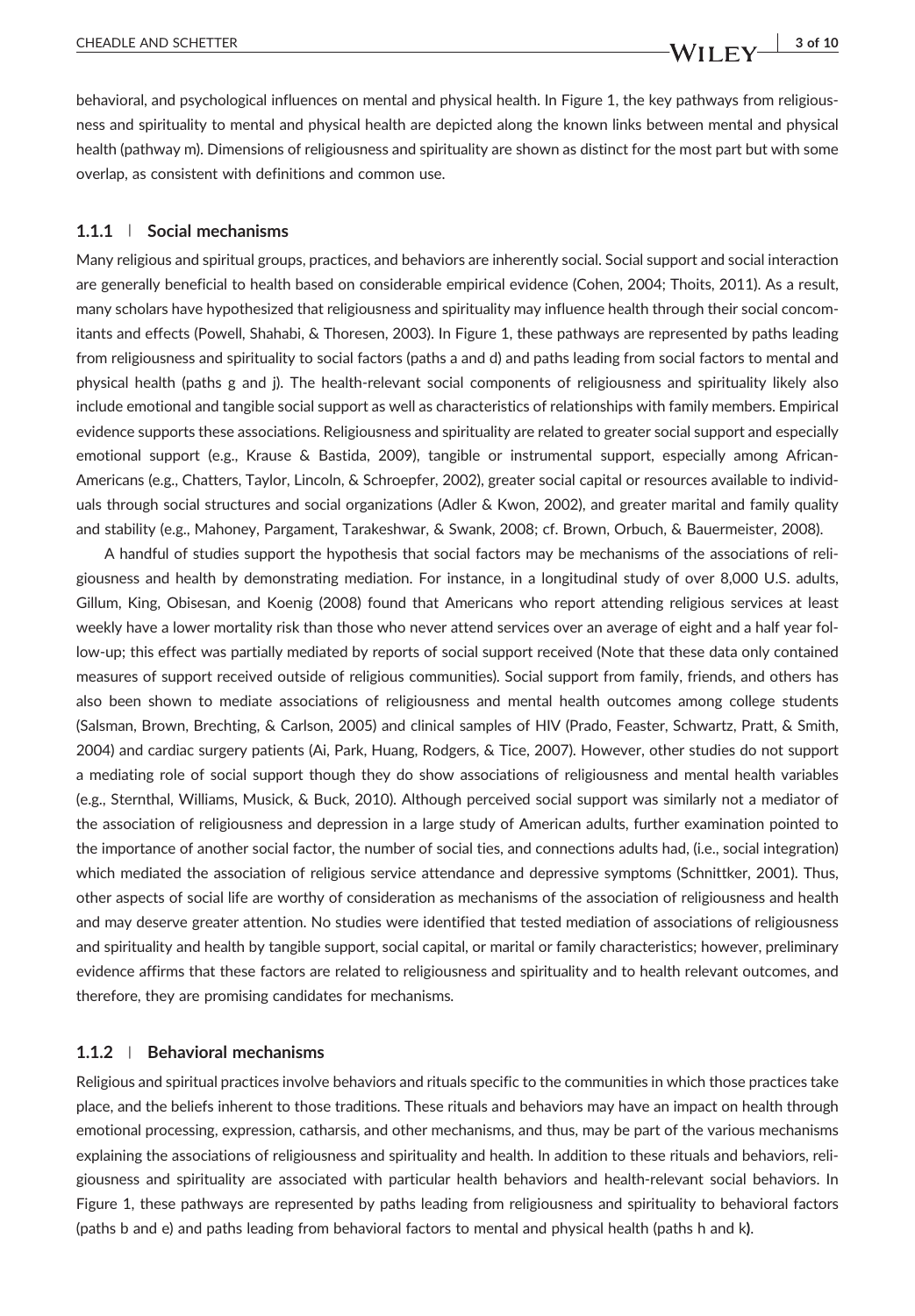behavioral, and psychological influences on mental and physical health. In Figure 1, the key pathways from religiousness and spirituality to mental and physical health are depicted along the known links between mental and physical health (pathway m). Dimensions of religiousness and spirituality are shown as distinct for the most part but with some overlap, as consistent with definitions and common use.

### 1.1.1 | Social mechanisms

Many religious and spiritual groups, practices, and behaviors are inherently social. Social support and social interaction are generally beneficial to health based on considerable empirical evidence (Cohen, 2004; Thoits, 2011). As a result, many scholars have hypothesized that religiousness and spirituality may influence health through their social concomitants and effects (Powell, Shahabi, & Thoresen, 2003). In Figure 1, these pathways are represented by paths leading from religiousness and spirituality to social factors (paths a and d) and paths leading from social factors to mental and physical health (paths g and j). The health-relevant social components of religiousness and spirituality likely also include emotional and tangible social support as well as characteristics of relationships with family members. Empirical evidence supports these associations. Religiousness and spirituality are related to greater social support and especially emotional support (e.g., Krause & Bastida, 2009), tangible or instrumental support, especially among African-Americans (e.g., Chatters, Taylor, Lincoln, & Schroepfer, 2002), greater social capital or resources available to individuals through social structures and social organizations (Adler & Kwon, 2002), and greater marital and family quality and stability (e.g., Mahoney, Pargament, Tarakeshwar, & Swank, 2008; cf. Brown, Orbuch, & Bauermeister, 2008).

A handful of studies support the hypothesis that social factors may be mechanisms of the associations of religiousness and health by demonstrating mediation. For instance, in a longitudinal study of over 8,000 U.S. adults, Gillum, King, Obisesan, and Koenig (2008) found that Americans who report attending religious services at least weekly have a lower mortality risk than those who never attend services over an average of eight and a half year follow-up; this effect was partially mediated by reports of social support received (Note that these data only contained measures of support received outside of religious communities). Social support from family, friends, and others has also been shown to mediate associations of religiousness and mental health outcomes among college students (Salsman, Brown, Brechting, & Carlson, 2005) and clinical samples of HIV (Prado, Feaster, Schwartz, Pratt, & Smith, 2004) and cardiac surgery patients (Ai, Park, Huang, Rodgers, & Tice, 2007). However, other studies do not support a mediating role of social support though they do show associations of religiousness and mental health variables (e.g., Sternthal, Williams, Musick, & Buck, 2010). Although perceived social support was similarly not a mediator of the association of religiousness and depression in a large study of American adults, further examination pointed to the importance of another social factor, the number of social ties, and connections adults had, (i.e., social integration) which mediated the association of religious service attendance and depressive symptoms (Schnittker, 2001). Thus, other aspects of social life are worthy of consideration as mechanisms of the association of religiousness and health and may deserve greater attention. No studies were identified that tested mediation of associations of religiousness and spirituality and health by tangible support, social capital, or marital or family characteristics; however, preliminary evidence affirms that these factors are related to religiousness and spirituality and to health relevant outcomes, and therefore, they are promising candidates for mechanisms.

### 1.1.2 | Behavioral mechanisms

Religious and spiritual practices involve behaviors and rituals specific to the communities in which those practices take place, and the beliefs inherent to those traditions. These rituals and behaviors may have an impact on health through emotional processing, expression, catharsis, and other mechanisms, and thus, may be part of the various mechanisms explaining the associations of religiousness and spirituality and health. In addition to these rituals and behaviors, religiousness and spirituality are associated with particular health behaviors and health-relevant social behaviors. In Figure 1, these pathways are represented by paths leading from religiousness and spirituality to behavioral factors (paths b and e) and paths leading from behavioral factors to mental and physical health (paths h and k).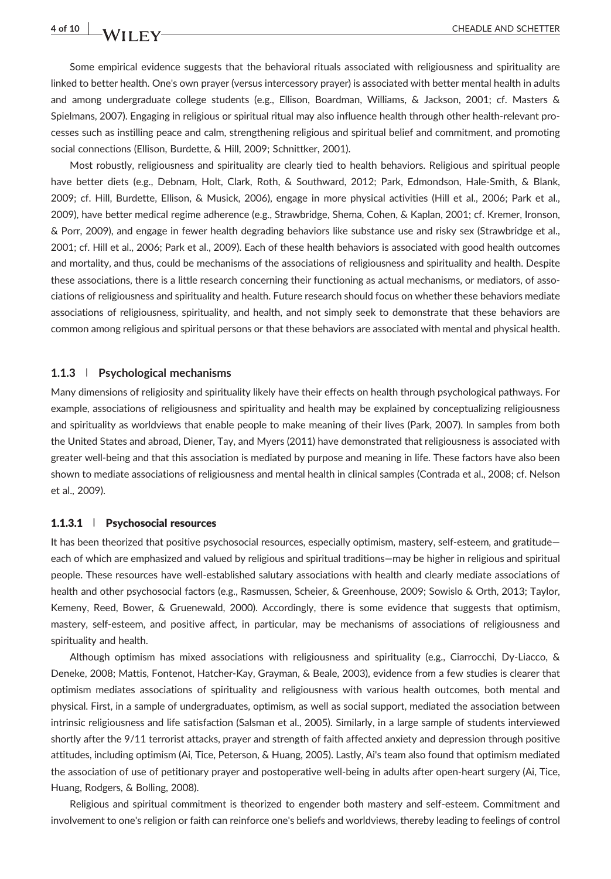Some empirical evidence suggests that the behavioral rituals associated with religiousness and spirituality are linked to better health. One's own prayer (versus intercessory prayer) is associated with better mental health in adults and among undergraduate college students (e.g., Ellison, Boardman, Williams, & Jackson, 2001; cf. Masters & Spielmans, 2007). Engaging in religious or spiritual ritual may also influence health through other health-relevant processes such as instilling peace and calm, strengthening religious and spiritual belief and commitment, and promoting social connections (Ellison, Burdette, & Hill, 2009; Schnittker, 2001).

Most robustly, religiousness and spirituality are clearly tied to health behaviors. Religious and spiritual people have better diets (e.g., Debnam, Holt, Clark, Roth, & Southward, 2012; Park, Edmondson, Hale-Smith, & Blank, 2009; cf. Hill, Burdette, Ellison, & Musick, 2006), engage in more physical activities (Hill et al., 2006; Park et al., 2009), have better medical regime adherence (e.g., Strawbridge, Shema, Cohen, & Kaplan, 2001; cf. Kremer, Ironson, & Porr, 2009), and engage in fewer health degrading behaviors like substance use and risky sex (Strawbridge et al., 2001; cf. Hill et al., 2006; Park et al., 2009). Each of these health behaviors is associated with good health outcomes and mortality, and thus, could be mechanisms of the associations of religiousness and spirituality and health. Despite these associations, there is a little research concerning their functioning as actual mechanisms, or mediators, of associations of religiousness and spirituality and health. Future research should focus on whether these behaviors mediate associations of religiousness, spirituality, and health, and not simply seek to demonstrate that these behaviors are common among religious and spiritual persons or that these behaviors are associated with mental and physical health.

### 1.1.3 | Psychological mechanisms

Many dimensions of religiosity and spirituality likely have their effects on health through psychological pathways. For example, associations of religiousness and spirituality and health may be explained by conceptualizing religiousness and spirituality as worldviews that enable people to make meaning of their lives (Park, 2007). In samples from both the United States and abroad, Diener, Tay, and Myers (2011) have demonstrated that religiousness is associated with greater well-being and that this association is mediated by purpose and meaning in life. These factors have also been shown to mediate associations of religiousness and mental health in clinical samples (Contrada et al., 2008; cf. Nelson et al., 2009).

#### 1.1.3.1 | Psychosocial resources

It has been theorized that positive psychosocial resources, especially optimism, mastery, self-esteem, and gratitude—each of which are emphasized and valued by religious and spiritual traditions—may be higher in religious and spiritual people. These resources have well-established salutary associations with health and clearly mediate associations of health and other psychosocial factors (e.g., Rasmussen, Scheier, & Greenhouse, 2009; Sowislo & Orth, 2013; Taylor, Kemeny, Reed, Bower, & Gruenewald, 2000). Accordingly, there is some evidence that suggests that optimism, mastery, self-esteem, and positive affect, in particular, may be mechanisms of associations of religiousness and spirituality and health.

Although optimism has mixed associations with religiousness and spirituality (e.g., Ciarrocchi, Dy-Liacco, & Deneke, 2008; Mattis, Fontenot, Hatcher-Kay, Grayman, & Beale, 2003), evidence from a few studies is clearer that optimism mediates associations of spirituality and religiousness with various health outcomes, both mental and physical. First, in a sample of undergraduates, optimism, as well as social support, mediated the association between intrinsic religiousness and life satisfaction (Salsman et al., 2005). Similarly, in a large sample of students interviewed shortly after the 9/11 terrorist attacks, prayer and strength of faith affected anxiety and depression through positive attitudes, including optimism (Ai, Tice, Peterson, & Huang, 2005). Lastly, Ai's team also found that optimism mediated the association of use of petitionary prayer and postoperative well-being in adults after open-heart surgery (Ai, Tice, Huang, Rodgers, & Bolling, 2008).

Religious and spiritual commitment is theorized to engender both mastery and self-esteem. Commitment and involvement to one's religion or faith can reinforce one's beliefs and worldviews, thereby leading to feelings of control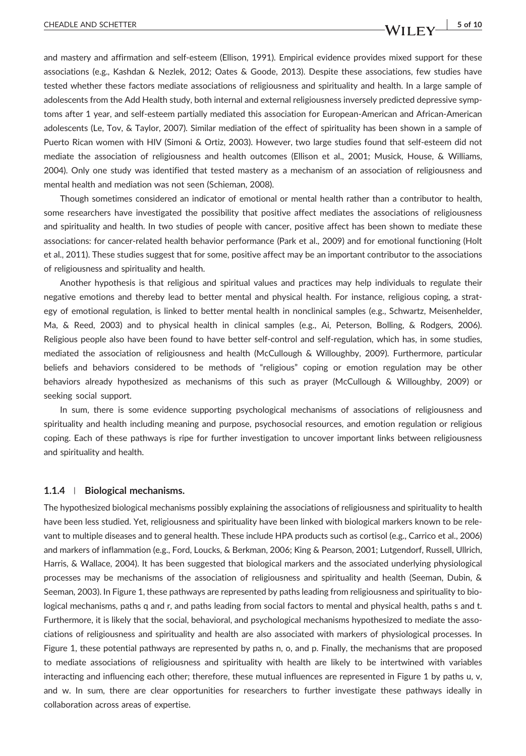and mastery and affirmation and self-esteem (Ellison, 1991). Empirical evidence provides mixed support for these associations (e.g., Kashdan & Nezlek, 2012; Oates & Goode, 2013). Despite these associations, few studies have tested whether these factors mediate associations of religiousness and spirituality and health. In a large sample of adolescents from the Add Health study, both internal and external religiousness inversely predicted depressive symptoms after 1 year, and self-esteem partially mediated this association for European-American and African-American adolescents (Le, Tov, & Taylor, 2007). Similar mediation of the effect of spirituality has been shown in a sample of Puerto Rican women with HIV (Simoni & Ortiz, 2003). However, two large studies found that self-esteem did not mediate the association of religiousness and health outcomes (Ellison et al., 2001; Musick, House, & Williams, 2004). Only one study was identified that tested mastery as a mechanism of an association of religiousness and mental health and mediation was not seen (Schieman, 2008).

Though sometimes considered an indicator of emotional or mental health rather than a contributor to health, some researchers have investigated the possibility that positive affect mediates the associations of religiousness and spirituality and health. In two studies of people with cancer, positive affect has been shown to mediate these associations: for cancer-related health behavior performance (Park et al., 2009) and for emotional functioning (Holt et al., 2011). These studies suggest that for some, positive affect may be an important contributor to the associations of religiousness and spirituality and health.

Another hypothesis is that religious and spiritual values and practices may help individuals to regulate their negative emotions and thereby lead to better mental and physical health. For instance, religious coping, a strategy of emotional regulation, is linked to better mental health in nonclinical samples (e.g., Schwartz, Meisenhelder, Ma, & Reed, 2003) and to physical health in clinical samples (e.g., Ai, Peterson, Bolling, & Rodgers, 2006). Religious people also have been found to have better self-control and self-regulation, which has, in some studies, mediated the association of religiousness and health (McCullough & Willoughby, 2009). Furthermore, particular beliefs and behaviors considered to be methods of "religious" coping or emotion regulation may be other behaviors already hypothesized as mechanisms of this such as prayer (McCullough & Willoughby, 2009) or seeking social support.

In sum, there is some evidence supporting psychological mechanisms of associations of religiousness and spirituality and health including meaning and purpose, psychosocial resources, and emotion regulation or religious coping. Each of these pathways is ripe for further investigation to uncover important links between religiousness and spirituality and health.

### 1.1.4 | Biological mechanisms.

The hypothesized biological mechanisms possibly explaining the associations of religiousness and spirituality to health have been less studied. Yet, religiousness and spirituality have been linked with biological markers known to be relevant to multiple diseases and to general health. These include HPA products such as cortisol (e.g., Carrico et al., 2006) and markers of inflammation (e.g., Ford, Loucks, & Berkman, 2006; King & Pearson, 2001; Lutgendorf, Russell, Ullrich, Harris, & Wallace, 2004). It has been suggested that biological markers and the associated underlying physiological processes may be mechanisms of the association of religiousness and spirituality and health (Seeman, Dubin, & Seeman, 2003). In Figure 1, these pathways are represented by paths leading from religiousness and spirituality to biological mechanisms, paths q and r, and paths leading from social factors to mental and physical health, paths s and t. Furthermore, it is likely that the social, behavioral, and psychological mechanisms hypothesized to mediate the associations of religiousness and spirituality and health are also associated with markers of physiological processes. In Figure 1, these potential pathways are represented by paths n, o, and p. Finally, the mechanisms that are proposed to mediate associations of religiousness and spirituality with health are likely to be intertwined with variables interacting and influencing each other; therefore, these mutual influences are represented in Figure 1 by paths u, v, and w. In sum, there are clear opportunities for researchers to further investigate these pathways ideally in collaboration across areas of expertise.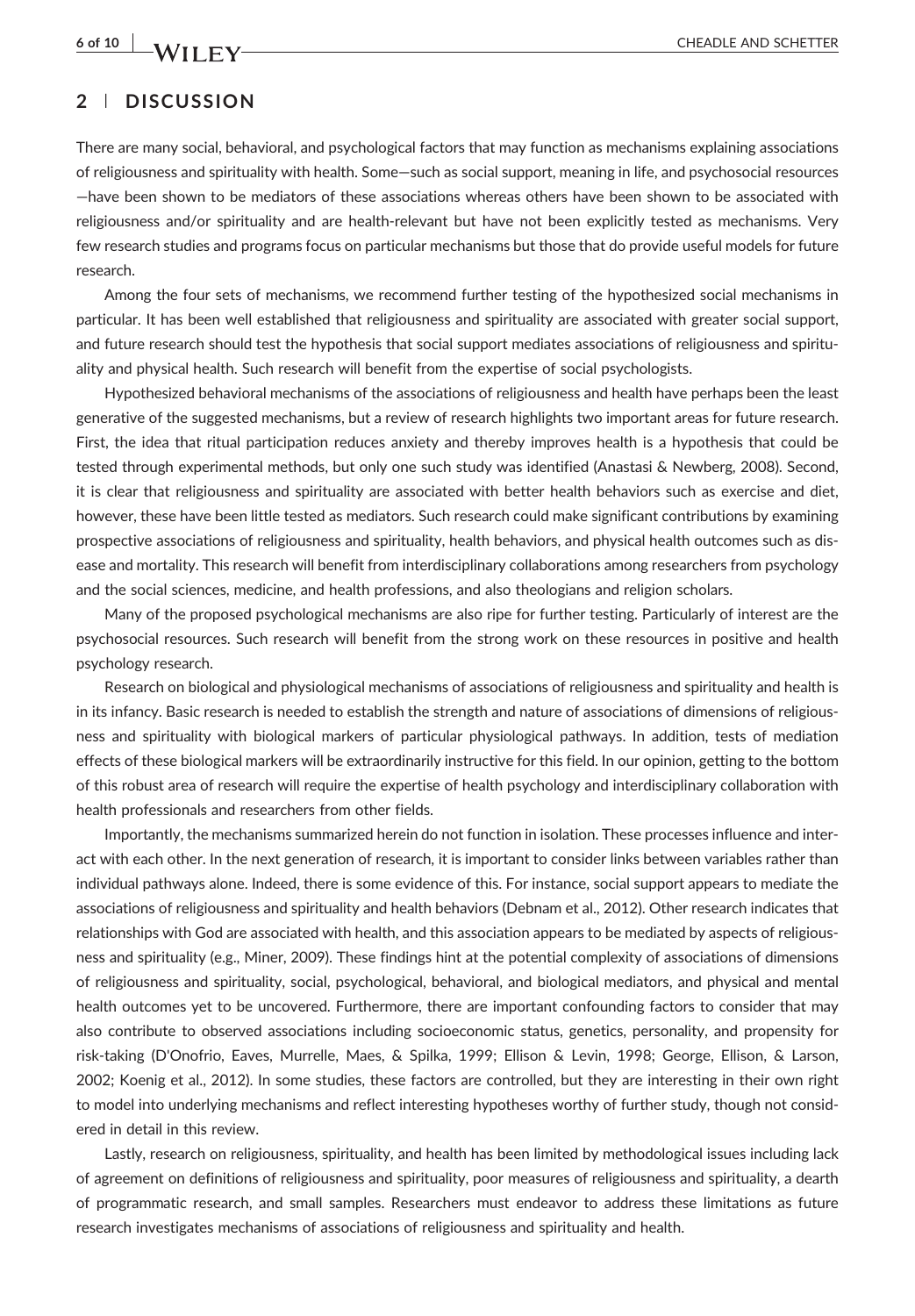## 2 | DISCUSSION

There are many social, behavioral, and psychological factors that may function as mechanisms explaining associations of religiousness and spirituality with health. Some—such as social support, meaning in life, and psychosocial resources—have been shown to be mediators of these associations whereas others have been shown to be associated with religiousness and/or spirituality and are health-relevant but have not been explicitly tested as mechanisms. Very few research studies and programs focus on particular mechanisms but those that do provide useful models for future research.

Among the four sets of mechanisms, we recommend further testing of the hypothesized social mechanisms in particular. It has been well established that religiousness and spirituality are associated with greater social support, and future research should test the hypothesis that social support mediates associations of religiousness and spirituality and physical health. Such research will benefit from the expertise of social psychologists.

Hypothesized behavioral mechanisms of the associations of religiousness and health have perhaps been the least generative of the suggested mechanisms, but a review of research highlights two important areas for future research. First, the idea that ritual participation reduces anxiety and thereby improves health is a hypothesis that could be tested through experimental methods, but only one such study was identified (Anastasi & Newberg, 2008). Second, it is clear that religiousness and spirituality are associated with better health behaviors such as exercise and diet, however, these have been little tested as mediators. Such research could make significant contributions by examining prospective associations of religiousness and spirituality, health behaviors, and physical health outcomes such as disease and mortality. This research will benefit from interdisciplinary collaborations among researchers from psychology and the social sciences, medicine, and health professions, and also theologians and religion scholars.

Many of the proposed psychological mechanisms are also ripe for further testing. Particularly of interest are the psychosocial resources. Such research will benefit from the strong work on these resources in positive and health psychology research.

Research on biological and physiological mechanisms of associations of religiousness and spirituality and health is in its infancy. Basic research is needed to establish the strength and nature of associations of dimensions of religiousness and spirituality with biological markers of particular physiological pathways. In addition, tests of mediation effects of these biological markers will be extraordinarily instructive for this field. In our opinion, getting to the bottom of this robust area of research will require the expertise of health psychology and interdisciplinary collaboration with health professionals and researchers from other fields.

Importantly, the mechanisms summarized herein do not function in isolation. These processes influence and interact with each other. In the next generation of research, it is important to consider links between variables rather than individual pathways alone. Indeed, there is some evidence of this. For instance, social support appears to mediate the associations of religiousness and spirituality and health behaviors (Debnam et al., 2012). Other research indicates that relationships with God are associated with health, and this association appears to be mediated by aspects of religiousness and spirituality (e.g., Miner, 2009). These findings hint at the potential complexity of associations of dimensions of religiousness and spirituality, social, psychological, behavioral, and biological mediators, and physical and mental health outcomes yet to be uncovered. Furthermore, there are important confounding factors to consider that may also contribute to observed associations including socioeconomic status, genetics, personality, and propensity for risk-taking (D'Onofrio, Eaves, Murrelle, Maes, & Spilka, 1999; Ellison & Levin, 1998; George, Ellison, & Larson, 2002; Koenig et al., 2012). In some studies, these factors are controlled, but they are interesting in their own right to model into underlying mechanisms and reflect interesting hypotheses worthy of further study, though not considered in detail in this review.

Lastly, research on religiousness, spirituality, and health has been limited by methodological issues including lack of agreement on definitions of religiousness and spirituality, poor measures of religiousness and spirituality, a dearth of programmatic research, and small samples. Researchers must endeavor to address these limitations as future research investigates mechanisms of associations of religiousness and spirituality and health.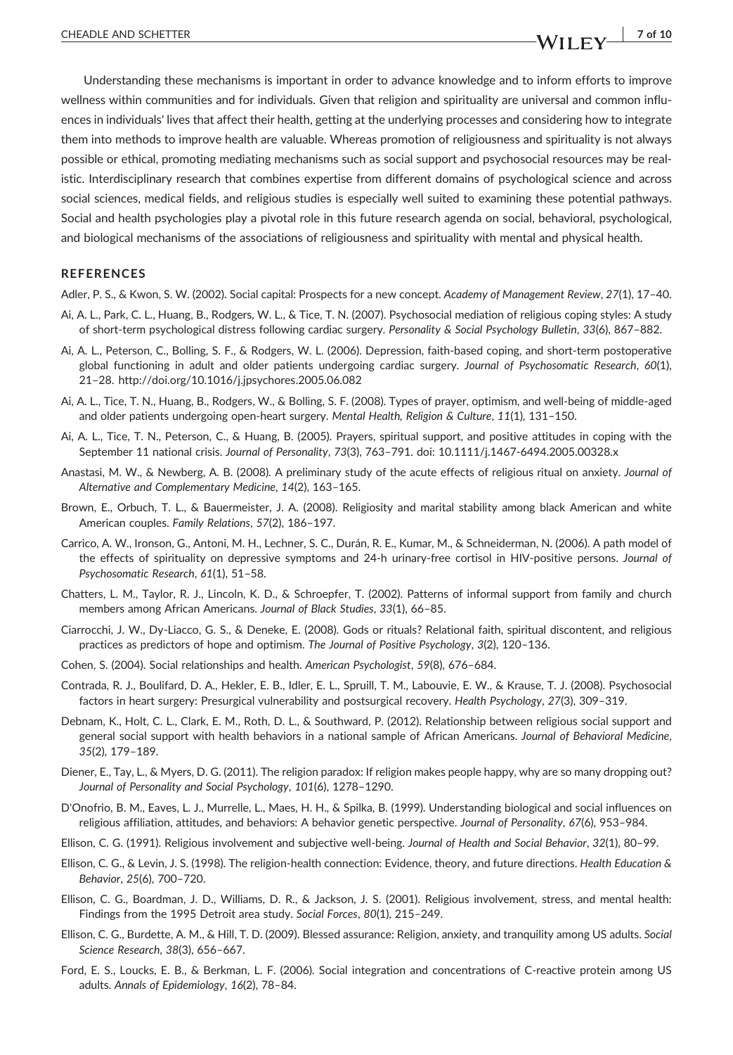Understanding these mechanisms is important in order to advance knowledge and to inform efforts to improve wellness within communities and for individuals. Given that religion and spirituality are universal and common influences in individuals' lives that affect their health, getting at the underlying processes and considering how to integrate them into methods to improve health are valuable. Whereas promotion of religiousness and spirituality is not always possible or ethical, promoting mediating mechanisms such as social support and psychosocial resources may be realistic. Interdisciplinary research that combines expertise from different domains of psychological science and across social sciences, medical fields, and religious studies is especially well suited to examining these potential pathways. Social and health psychologies play a pivotal role in this future research agenda on social, behavioral, psychological, and biological mechanisms of the associations of religiousness and spirituality with mental and physical health.

## REFERENCES

Adler, P. S., & Kwon, S. W. (2002). Social capital: Prospects for a new concept. *Academy of Management Review*, *27*(1), 17–40.

Ai, A. L., Park, C. L., Huang, B., Rodgers, W. L., & Tice, T. N. (2007). Psychosocial mediation of religious coping styles: A study of short-term psychological distress following cardiac surgery. *Personality & Social Psychology Bulletin*, *33*(6), 867–882.

Ai, A. L., Peterson, C., Bolling, S. F., & Rodgers, W. L. (2006). Depression, faith-based coping, and short-term postoperative global functioning in adult and older patients undergoing cardiac surgery. *Journal of Psychosomatic Research*, *60*(1), 21–28. http://doi.org/10.1016/j.jpsychores.2005.06.082

Ai, A. L., Tice, T. N., Huang, B., Rodgers, W., & Bolling, S. F. (2008). Types of prayer, optimism, and well-being of middle-aged and older patients undergoing open-heart surgery. *Mental Health, Religion & Culture*, *11*(1), 131–150.

Ai, A. L., Tice, T. N., Peterson, C., & Huang, B. (2005). Prayers, spiritual support, and positive attitudes in coping with the September 11 national crisis. *Journal of Personality*, *73*(3), 763–791. doi: 10.1111/j.1467-6494.2005.00328.x

Anastasi, M. W., & Newberg, A. B. (2008). A preliminary study of the acute effects of religious ritual on anxiety. *Journal of Alternative and Complementary Medicine*, *14*(2), 163–165.

Brown, E., Orbuch, T. L., & Bauermeister, J. A. (2008). Religiosity and marital stability among black American and white American couples. *Family Relations*, *57*(2), 186–197.

Carrico, A. W., Ironson, G., Antoni, M. H., Lechner, S. C., Durán, R. E., Kumar, M., & Schneiderman, N. (2006). A path model of the effects of spirituality on depressive symptoms and 24-h urinary-free cortisol in HIV-positive persons. *Journal of Psychosomatic Research*, *61*(1), 51–58.

Chatters, L. M., Taylor, R. J., Lincoln, K. D., & Schroepfer, T. (2002). Patterns of informal support from family and church members among African Americans. *Journal of Black Studies*, *33*(1), 66–85.

Ciarrocchi, J. W., Dy-Liacco, G. S., & Deneke, E. (2008). Gods or rituals? Relational faith, spiritual discontent, and religious practices as predictors of hope and optimism. *The Journal of Positive Psychology*, *3*(2), 120–136.

Cohen, S. (2004). Social relationships and health. *American Psychologist*, *59*(8), 676–684.

Contrada, R. J., Boulifard, D. A., Hekler, E. B., Idler, E. L., Spruill, T. M., Labouvie, E. W., & Krause, T. J. (2008). Psychosocial factors in heart surgery: Presurgical vulnerability and postsurgical recovery. *Health Psychology*, *27*(3), 309–319.

Debnam, K., Holt, C. L., Clark, E. M., Roth, D. L., & Southward, P. (2012). Relationship between religious social support and general social support with health behaviors in a national sample of African Americans. *Journal of Behavioral Medicine*, *35*(2), 179–189.

Diener, E., Tay, L., & Myers, D. G. (2011). The religion paradox: If religion makes people happy, why are so many dropping out? *Journal of Personality and Social Psychology*, *101*(6), 1278–1290.

D'Onofrio, B. M., Eaves, L. J., Murrelle, L., Maes, H. H., & Spilka, B. (1999). Understanding biological and social influences on religious affiliation, attitudes, and behaviors: A behavior genetic perspective. *Journal of Personality*, *67*(6), 953–984.

Ellison, C. G. (1991). Religious involvement and subjective well-being. *Journal of Health and Social Behavior*, *32*(1), 80–99.

Ellison, C. G., & Levin, J. S. (1998). The religion-health connection: Evidence, theory, and future directions. *Health Education & Behavior*, *25*(6), 700–720.

Ellison, C. G., Boardman, J. D., Williams, D. R., & Jackson, J. S. (2001). Religious involvement, stress, and mental health: Findings from the 1995 Detroit area study. *Social Forces*, *80*(1), 215–249.

Ellison, C. G., Burdette, A. M., & Hill, T. D. (2009). Blessed assurance: Religion, anxiety, and tranquility among US adults. *Social Science Research*, *38*(3), 656–667.

Ford, E. S., Loucks, E. B., & Berkman, L. F. (2006). Social integration and concentrations of C-reactive protein among US adults. *Annals of Epidemiology*, *16*(2), 78–84.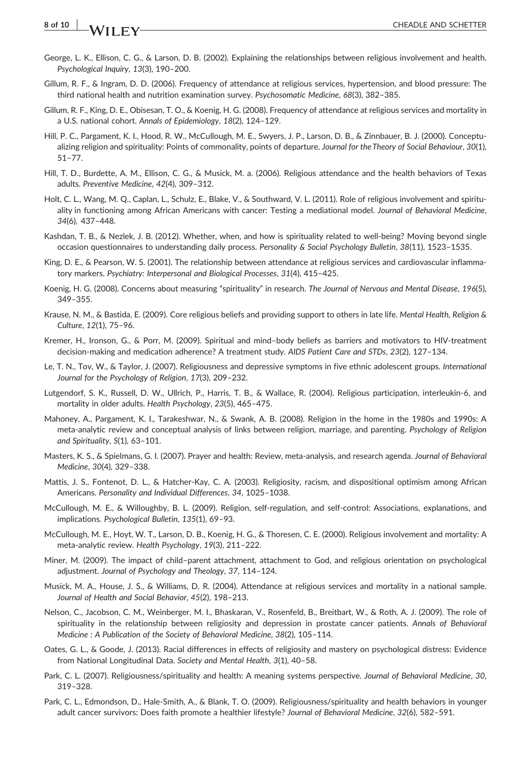George, L. K., Ellison, C. G., & Larson, D. B. (2002). Explaining the relationships between religious involvement and health. *Psychological Inquiry*, *13*(3), 190–200.

Gillum, R. F., & Ingram, D. D. (2006). Frequency of attendance at religious services, hypertension, and blood pressure: The third national health and nutrition examination survey. *Psychosomatic Medicine*, *68*(3), 382–385.

Gillum, R. F., King, D. E., Obisesan, T. O., & Koenig, H. G. (2008). Frequency of attendance at religious services and mortality in a U.S. national cohort. *Annals of Epidemiology*, *18*(2), 124–129.

Hill, P. C., Pargament, K. I., Hood, R. W., McCullough, M. E., Swyers, J. P., Larson, D. B., & Zinnbauer, B. J. (2000). Conceptualizing religion and spirituality: Points of commonality, points of departure. *Journal for the Theory of Social Behaviour*, *30*(1), 51–77.

Hill, T. D., Burdette, A. M., Ellison, C. G., & Musick, M. a. (2006). Religious attendance and the health behaviors of Texas adults. *Preventive Medicine*, *42*(4), 309–312.

Holt, C. L., Wang, M. Q., Caplan, L., Schulz, E., Blake, V., & Southward, V. L. (2011). Role of religious involvement and spirituality in functioning among African Americans with cancer: Testing a mediational model. *Journal of Behavioral Medicine*, *34*(6), 437–448.

Kashdan, T. B., & Nezlek, J. B. (2012). Whether, when, and how is spirituality related to well-being? Moving beyond single occasion questionnaires to understanding daily process. *Personality & Social Psychology Bulletin*, *38*(11), 1523–1535.

King, D. E., & Pearson, W. S. (2001). The relationship between attendance at religious services and cardiovascular inflammatory markers. *Psychiatry: Interpersonal and Biological Processes*, *31*(4), 415–425.

Koenig, H. G. (2008). Concerns about measuring "spirituality" in research. *The Journal of Nervous and Mental Disease*, *196*(5), 349–355.

Krause, N. M., & Bastida, E. (2009). Core religious beliefs and providing support to others in late life. *Mental Health, Religion & Culture*, *12*(1), 75–96.

Kremer, H., Ironson, G., & Porr, M. (2009). Spiritual and mind–body beliefs as barriers and motivators to HIV-treatment decision-making and medication adherence? A treatment study. *AIDS Patient Care and STDs*, *23*(2), 127–134.

Le, T. N., Tov, W., & Taylor, J. (2007). Religiousness and depressive symptoms in five ethnic adolescent groups. *International Journal for the Psychology of Religion*, *17*(3), 209–232.

Lutgendorf, S. K., Russell, D. W., Ullrich, P., Harris, T. B., & Wallace, R. (2004). Religious participation, interleukin-6, and mortality in older adults. *Health Psychology*, *23*(5), 465–475.

Mahoney, A., Pargament, K. I., Tarakeshwar, N., & Swank, A. B. (2008). Religion in the home in the 1980s and 1990s: A meta-analytic review and conceptual analysis of links between religion, marriage, and parenting. *Psychology of Religion and Spirituality*, *S*(1), 63–101.

Masters, K. S., & Spielmans, G. I. (2007). Prayer and health: Review, meta-analysis, and research agenda. *Journal of Behavioral Medicine*, *30*(4), 329–338.

Mattis, J. S., Fontenot, D. L., & Hatcher-Kay, C. A. (2003). Religiosity, racism, and dispositional optimism among African Americans. *Personality and Individual Differences*, *34*, 1025–1038.

McCullough, M. E., & Willoughby, B. L. (2009). Religion, self-regulation, and self-control: Associations, explanations, and implications. *Psychological Bulletin*, *135*(1), 69–93.

McCullough, M. E., Hoyt, W. T., Larson, D. B., Koenig, H. G., & Thoresen, C. E. (2000). Religious involvement and mortality: A meta-analytic review. *Health Psychology*, *19*(3), 211–222.

Miner, M. (2009). The impact of child–parent attachment, attachment to God, and religious orientation on psychological adjustment. *Journal of Psychology and Theology*, *37*, 114–124.

Musick, M. A., House, J. S., & Williams, D. R. (2004). Attendance at religious services and mortality in a national sample. *Journal of Health and Social Behavior*, *45*(2), 198–213.

Nelson, C., Jacobson, C. M., Weinberger, M. I., Bhaskaran, V., Rosenfeld, B., Breitbart, W., & Roth, A. J. (2009). The role of spirituality in the relationship between religiosity and depression in prostate cancer patients. *Annals of Behavioral Medicine : A Publication of the Society of Behavioral Medicine*, *38*(2), 105–114.

Oates, G. L., & Goode, J. (2013). Racial differences in effects of religiosity and mastery on psychological distress: Evidence from National Longitudinal Data. *Society and Mental Health*, *3*(1), 40–58.

Park, C. L. (2007). Religiousness/spirituality and health: A meaning systems perspective. *Journal of Behavioral Medicine*, *30*, 319–328.

Park, C. L., Edmondson, D., Hale-Smith, A., & Blank, T. O. (2009). Religiousness/spirituality and health behaviors in younger adult cancer survivors: Does faith promote a healthier lifestyle? *Journal of Behavioral Medicine*, *32*(6), 582–591.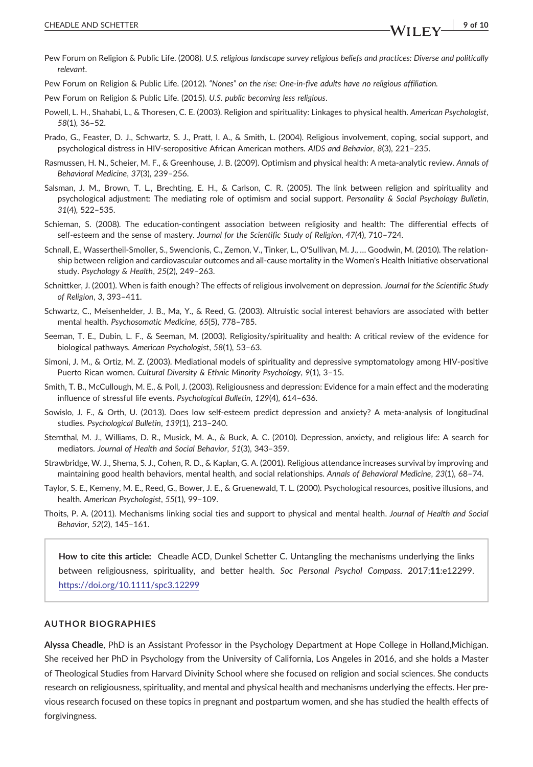Pew Forum on Religion & Public Life. (2008). *U.S. religious landscape survey religious beliefs and practices: Diverse and politically relevant*.

Pew Forum on Religion & Public Life. (2012). *"Nones" on the rise: One-in-five adults have no religious affiliation.*

Pew Forum on Religion & Public Life. (2015). *U.S. public becoming less religious*.

Powell, L. H., Shahabi, L., & Thoresen, C. E. (2003). Religion and spirituality: Linkages to physical health. *American Psychologist*, *58*(1), 36–52.

Prado, G., Feaster, D. J., Schwartz, S. J., Pratt, I. A., & Smith, L. (2004). Religious involvement, coping, social support, and psychological distress in HIV-seropositive African American mothers. *AIDS and Behavior*, *8*(3), 221–235.

Rasmussen, H. N., Scheier, M. F., & Greenhouse, J. B. (2009). Optimism and physical health: A meta-analytic review. *Annals of Behavioral Medicine*, *37*(3), 239–256.

Salsman, J. M., Brown, T. L., Brechting, E. H., & Carlson, C. R. (2005). The link between religion and spirituality and psychological adjustment: The mediating role of optimism and social support. *Personality & Social Psychology Bulletin*, *31*(4), 522–535.

Schieman, S. (2008). The education-contingent association between religiosity and health: The differential effects of self-esteem and the sense of mastery. *Journal for the Scientific Study of Religion*, *47*(4), 710–724.

Schnall, E., Wassertheil-Smoller, S., Swencionis, C., Zemon, V., Tinker, L., O'Sullivan, M. J., … Goodwin, M. (2010). The relationship between religion and cardiovascular outcomes and all-cause mortality in the Women's Health Initiative observational study. *Psychology & Health*, *25*(2), 249–263.

Schnittker, J. (2001). When is faith enough? The effects of religious involvement on depression. *Journal for the Scientific Study of Religion*, *3*, 393–411.

Schwartz, C., Meisenhelder, J. B., Ma, Y., & Reed, G. (2003). Altruistic social interest behaviors are associated with better mental health. *Psychosomatic Medicine*, *65*(5), 778–785.

Seeman, T. E., Dubin, L. F., & Seeman, M. (2003). Religiosity/spirituality and health: A critical review of the evidence for biological pathways. *American Psychologist*, *58*(1), 53–63.

Simoni, J. M., & Ortiz, M. Z. (2003). Mediational models of spirituality and depressive symptomatology among HIV-positive Puerto Rican women. *Cultural Diversity & Ethnic Minority Psychology*, *9*(1), 3–15.

Smith, T. B., McCullough, M. E., & Poll, J. (2003). Religiousness and depression: Evidence for a main effect and the moderating influence of stressful life events. *Psychological Bulletin*, *129*(4), 614–636.

Sowislo, J. F., & Orth, U. (2013). Does low self-esteem predict depression and anxiety? A meta-analysis of longitudinal studies. *Psychological Bulletin*, *139*(1), 213–240.

Sternthal, M. J., Williams, D. R., Musick, M. A., & Buck, A. C. (2010). Depression, anxiety, and religious life: A search for mediators. *Journal of Health and Social Behavior*, *51*(3), 343–359.

Strawbridge, W. J., Shema, S. J., Cohen, R. D., & Kaplan, G. A. (2001). Religious attendance increases survival by improving and maintaining good health behaviors, mental health, and social relationships. *Annals of Behavioral Medicine*, *23*(1), 68–74.

Taylor, S. E., Kemeny, M. E., Reed, G., Bower, J. E., & Gruenewald, T. L. (2000). Psychological resources, positive illusions, and health. *American Psychologist*, *55*(1), 99–109.

Thoits, P. A. (2011). Mechanisms linking social ties and support to physical and mental health. *Journal of Health and Social Behavior*, *52*(2), 145–161.

**How to cite this article:** Cheadle ACD, Dunkel Schetter C. Untangling the mechanisms underlying the links between religiousness, spirituality, and better health. *Soc Personal Psychol Compass*. 2017;**11**:e12299. https://doi.org/10.1111/spc3.12299

## AUTHOR BIOGRAPHIES

**Alyssa Cheadle**, PhD is an Assistant Professor in the Psychology Department at Hope College in Holland,Michigan. She received her PhD in Psychology from the University of California, Los Angeles in 2016, and she holds a Master of Theological Studies from Harvard Divinity School where she focused on religion and social sciences. She conducts research on religiousness, spirituality, and mental and physical health and mechanisms underlying the effects. Her previous research focused on these topics in pregnant and postpartum women, and she has studied the health effects of forgivingness.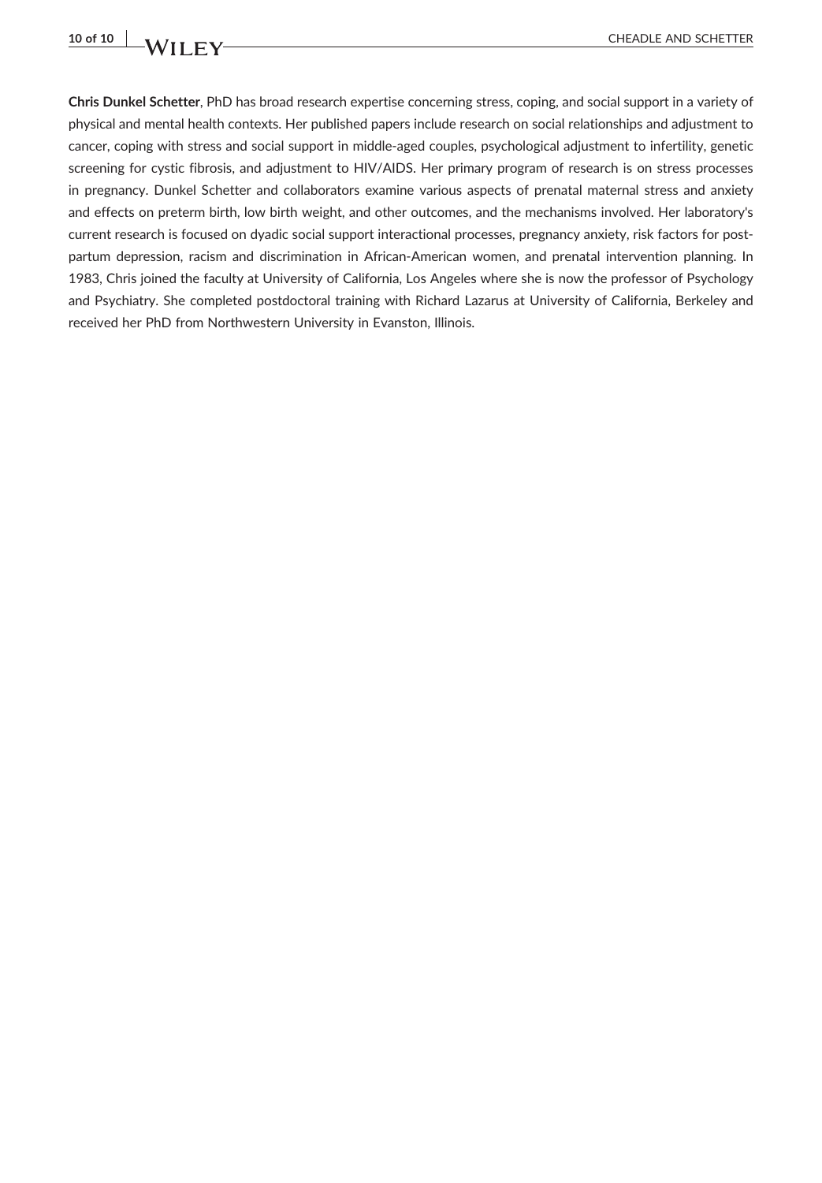**Chris Dunkel Schetter**, PhD has broad research expertise concerning stress, coping, and social support in a variety of physical and mental health contexts. Her published papers include research on social relationships and adjustment to cancer, coping with stress and social support in middle-aged couples, psychological adjustment to infertility, genetic screening for cystic fibrosis, and adjustment to HIV/AIDS. Her primary program of research is on stress processes in pregnancy. Dunkel Schetter and collaborators examine various aspects of prenatal maternal stress and anxiety and effects on preterm birth, low birth weight, and other outcomes, and the mechanisms involved. Her laboratory's current research is focused on dyadic social support interactional processes, pregnancy anxiety, risk factors for post-partum depression, racism and discrimination in African-American women, and prenatal intervention planning. In 1983, Chris joined the faculty at University of California, Los Angeles where she is now the professor of Psychology and Psychiatry. She completed postdoctoral training with Richard Lazarus at University of California, Berkeley and received her PhD from Northwestern University in Evanston, Illinois.